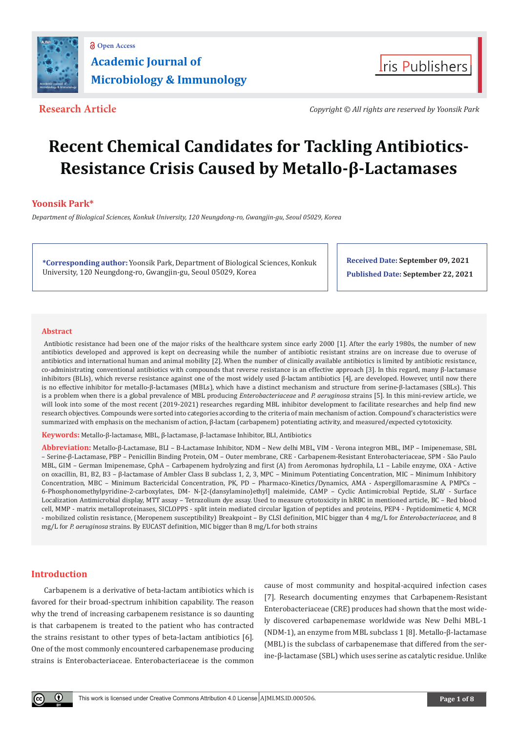Open Access

**Academic Journal of Microbiology & Immunology**

**Research Article**

*Copyright © All rights are reserved by Yoonsik Park*

# Recent Chemical Candidates for Tackling Antibiotics-Resistance Crisis Caused by Metallo-β-Lactamases

**Yoonsik Park***

*Department of Biological Sciences, Konkuk University, 120 Neungdong-ro, Gwangjin-gu, Seoul 05029, Korea*

**\*Corresponding author:** Yoonsik Park, Department of Biological Sciences, Konkuk University, 120 Neungdong-ro, Gwangjin-gu, Seoul 05029, Korea

**Received Date: September 09, 2021**

**Published Date: September 22, 2021**

## Abstract

Antibiotic resistance had been one of the major risks of the healthcare system since early 2000 [1]. After the early 1980s, the number of new antibiotics developed and approved is kept on decreasing while the number of antibiotic resistant strains are on increase due to overuse of antibiotics and international human and animal mobility [2]. When the number of clinically available antibiotics is limited by antibiotic resistance, co-administrating conventional antibiotics with compounds that reverse resistance is an effective approach [3]. In this regard, many β-lactamase inhibitors (BLIs), which reverse resistance against one of the most widely used β-lactam antibiotics [4], are developed. However, until now there is no effective inhibitor for metallo-β-lactamases (MBLs), which have a distinct mechanism and structure from serine-β-lactamases (SBLs). This is a problem when there is a global prevalence of MBL producing *Enterobacteriaceae* and *P. aeruginosa* strains [5]. In this mini-review article, we will look into some of the most recent (2019-2021) researches regarding MBL inhibitor development to facilitate researches and help find new research objectives. Compounds were sorted into categories according to the criteria of main mechanism of action. Compound's characteristics were summarized with emphasis on the mechanism of action, β-lactam (carbapenem) potentiating activity, and measured/expected cytotoxicity.

**Keywords:** Metallo-β-lactamase, MBL, β-lactamase, β-lactamase Inhibitor, BLI, Antibiotics

**Abbreviation:** Metallo-β-Lactamase, BLI – B-Lactamase Inhibitor, NDM – New delhi MBL, VIM - Verona integron MBL, IMP – Imipenemase, SBL – Serine-β-Lactamase, PBP – Penicillin Binding Protein, OM – Outer membrane, CRE - Carbapenem-Resistant Enterobacteriaceae, SPM - São Paulo MBL, GIM – German Imipenemase, CphA – Carbapenem hydrolyzing and first (A) from Aeromonas hydrophila, L1 – Labile enzyme, OXA - Active on oxacillin, B1, B2, B3 – β-lactamase of Ambler Class B subclass 1, 2, 3, MPC – Minimum Potentiating Concentration, MIC – Minimum Inhibitory Concentration, MBC – Minimum Bactericidal Concentration, PK, PD – Pharmaco-Kinetics/Dynamics, AMA - Aspergillomarasmine A, PMPCs – 6-Phosphonomethylpyridine-2-carboxylates, DM- N-[2-(dansylamino)ethyl] maleimide, CAMP – Cyclic Antimicrobial Peptide, SLAY - Surface Localization Antimicrobial display, MTT assay – Tetrazolium dye assay. Used to measure cytotoxicity in hRBC in mentioned article, BC – Red blood cell, MMP - matrix metalloproteinases, SICLOPPS - split intein mediated circular ligation of peptides and proteins, PEP4 - Peptidomimetic 4, MCR - mobilized colistin resistance, (Meropenem susceptibility) Breakpoint – By CLSI definition, MIC bigger than 4 mg/L for *Enterobacteriaceae*, and 8 mg/L for *P. aeruginosa* strains. By EUCAST definition, MIC bigger than 8 mg/L for both strains

## Introduction

Carbapenem is a derivative of beta-lactam antibiotics which is favored for their broad-spectrum inhibition capability. The reason why the trend of increasing carbapenem resistance is so daunting is that carbapenem is treated to the patient who has contracted the strains resistant to other types of beta-lactam antibiotics [6]. One of the most commonly encountered carbapenemase producing strains is Enterobacteriaceae. Enterobacteriaceae is the common cause of most community and hospital-acquired infection cases [7]. Research documenting enzymes that Carbapenem-Resistant Enterobacteriaceae (CRE) produces had shown that the most widely discovered carbapenemase worldwide was New Delhi MBL-1 (NDM-1), an enzyme from MBL subclass 1 [8]. Metallo-β-lactamase (MBL) is the subclass of carbapenemase that differed from the serine-β-lactamase (SBL) which uses serine as catalytic residue. Unlike

This work is licensed under Creative Commons Attribution 4.0 License AJMI.MS.ID.000506.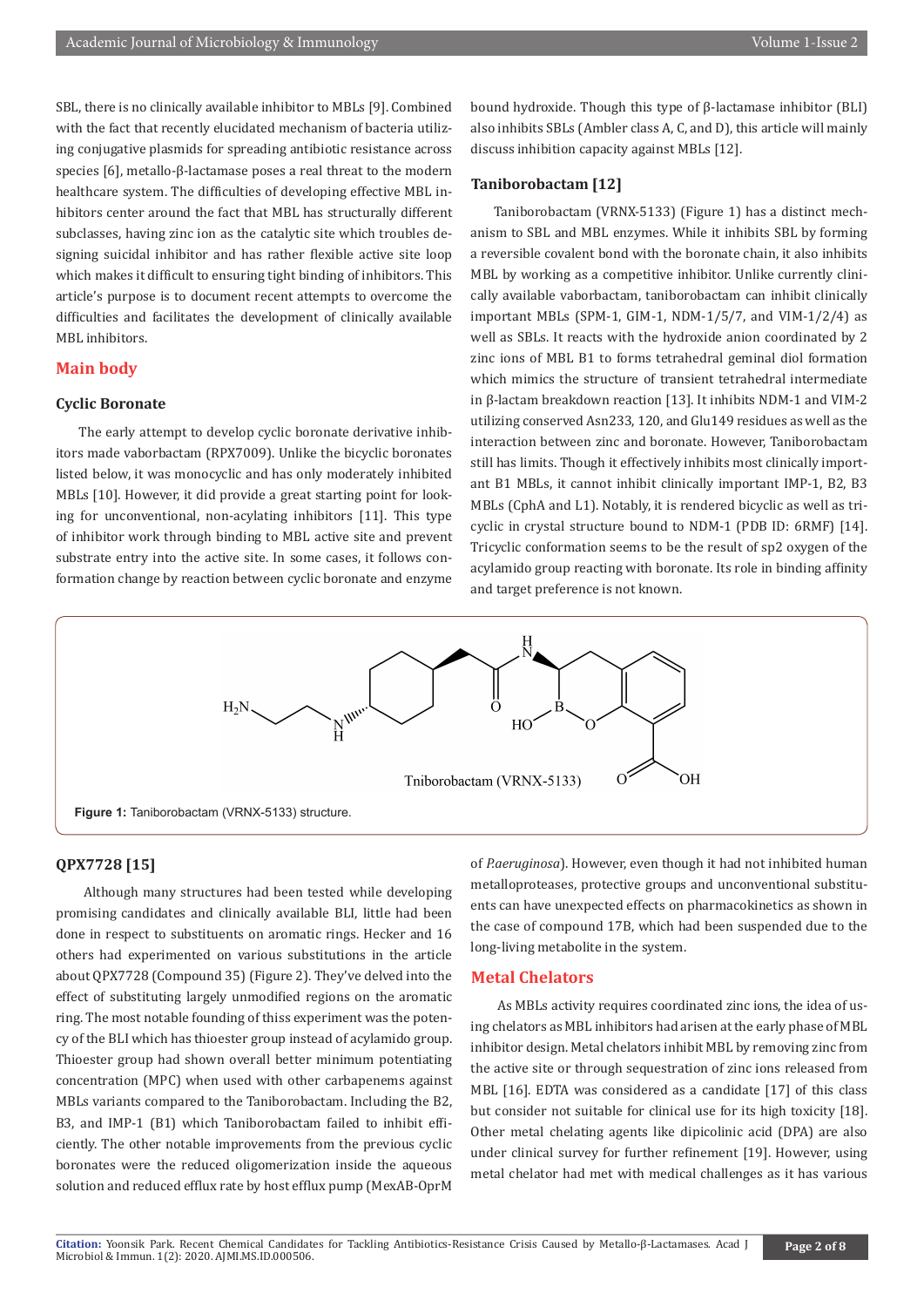SBL, there is no clinically available inhibitor to MBLs [9]. Combined with the fact that recently elucidated mechanism of bacteria utilizing conjugative plasmids for spreading antibiotic resistance across species [6], metallo-β-lactamase poses a real threat to the modern healthcare system. The difficulties of developing effective MBL inhibitors center around the fact that MBL has structurally different subclasses, having zinc ion as the catalytic site which troubles designing suicidal inhibitor and has rather flexible active site loop which makes it difficult to ensuring tight binding of inhibitors. This article's purpose is to document recent attempts to overcome the difficulties and facilitates the development of clinically available MBL inhibitors.

## Main body

### Cyclic Boronate

The early attempt to develop cyclic boronate derivative inhibitors made vaborbactam (RPX7009). Unlike the bicyclic boronates listed below, it was monocyclic and has only moderately inhibited MBLs [10]. However, it did provide a great starting point for looking for unconventional, non-acylating inhibitors [11]. This type of inhibitor work through binding to MBL active site and prevent substrate entry into the active site. In some cases, it follows conformation change by reaction between cyclic boronate and enzyme bound hydroxide. Though this type of β-lactamase inhibitor (BLI) also inhibits SBLs (Ambler class A, C, and D), this article will mainly discuss inhibition capacity against MBLs [12].

### Taniborobactam [12]

Taniborobactam (VRNX-5133) (Figure 1) has a distinct mechanism to SBL and MBL enzymes. While it inhibits SBL by forming a reversible covalent bond with the boronate chain, it also inhibits MBL by working as a competitive inhibitor. Unlike currently clinically available vaborbactam, taniborobactam can inhibit clinically important MBLs (SPM-1, GIM-1, NDM-1/5/7, and VIM-1/2/4) as well as SBLs. It reacts with the hydroxide anion coordinated by 2 zinc ions of MBL B1 to forms tetrahedral geminal diol formation which mimics the structure of transient tetrahedral intermediate in β-lactam breakdown reaction [13]. It inhibits NDM-1 and VIM-2 utilizing conserved Asn233, 120, and Glu149 residues as well as the interaction between zinc and boronate. However, Taniborobactam still has limits. Though it effectively inhibits most clinically important B1 MBLs, it cannot inhibit clinically important IMP-1, B2, B3 MBLs (CphA and L1). Notably, it is rendered bicyclic as well as tricyclic in crystal structure bound to NDM-1 (PDB ID: 6RMF) [14]. Tricyclic conformation seems to be the result of sp2 oxygen of the acylamido group reacting with boronate. Its role in binding affinity and target preference is not known.

Tniborobactam (VRNX-5133)

**Figure 1:** Taniborobactam (VRNX-5133) structure.

### QPX7728 [15]

Although many structures had been tested while developing promising candidates and clinically available BLI, little had been done in respect to substituents on aromatic rings. Hecker and 16 others had experimented on various substitutions in the article about QPX7728 (Compound 35) (Figure 2). They've delved into the effect of substituting largely unmodified regions on the aromatic ring. The most notable founding of thiss experiment was the potency of the BLI which has thioester group instead of acylamido group. Thioester group had shown overall better minimum potentiating concentration (MPC) when used with other carbapenems against MBLs variants compared to the Taniborobactam. Including the B2, B3, and IMP-1 (B1) which Taniborobactam failed to inhibit efficiently. The other notable improvements from the previous cyclic boronates were the reduced oligomerization inside the aqueous solution and reduced efflux rate by host efflux pump (MexAB-OprM of *P.aeruginosa*). However, even though it had not inhibited human metalloproteases, protective groups and unconventional substituents can have unexpected effects on pharmacokinetics as shown in the case of compound 17B, which had been suspended due to the long-living metabolite in the system.

## Metal Chelators

As MBLs activity requires coordinated zinc ions, the idea of using chelators as MBL inhibitors had arisen at the early phase of MBL inhibitor design. Metal chelators inhibit MBL by removing zinc from the active site or through sequestration of zinc ions released from MBL [16]. EDTA was considered as a candidate [17] of this class but consider not suitable for clinical use for its high toxicity [18]. Other metal chelating agents like dipicolinic acid (DPA) are also under clinical survey for further refinement [19]. However, using metal chelator had met with medical challenges as it has various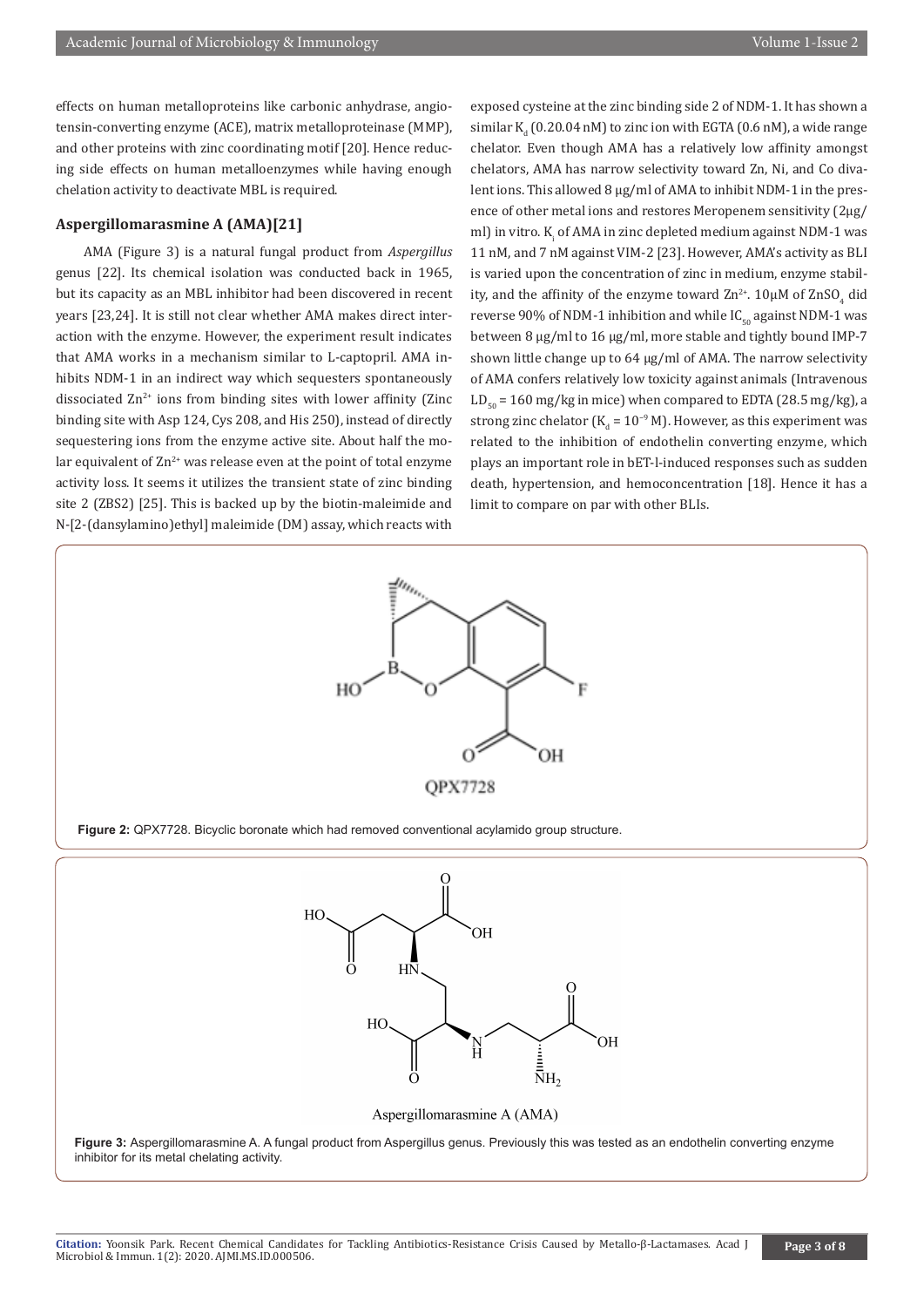effects on human metalloproteins like carbonic anhydrase, angiotensin-converting enzyme (ACE), matrix metalloproteinase (MMP), and other proteins with zinc coordinating motif [20]. Hence reducing side effects on human metalloenzymes while having enough chelation activity to deactivate MBL is required.

### Aspergillomarasmine A (AMA)[21]

AMA (Figure 3) is a natural fungal product from *Aspergillus* genus [22]. Its chemical isolation was conducted back in 1965, but its capacity as an MBL inhibitor had been discovered in recent years [23,24]. It is still not clear whether AMA makes direct interaction with the enzyme. However, the experiment result indicates that AMA works in a mechanism similar to L-captopril. AMA inhibits NDM-1 in an indirect way which sequesters spontaneously dissociated $Zn^{2+}$ ions from binding sites with lower affinity (Zinc binding site with Asp 124, Cys 208, and His 250), instead of directly sequestering ions from the enzyme active site. About half the molar equivalent of $Zn^{2+}$ was release even at the point of total enzyme activity loss. It seems it utilizes the transient state of zinc binding site 2 (ZBS2) [25]. This is backed up by the biotin-maleimide and N-[2-(dansylamino)ethyl] maleimide (DM) assay, which reacts with exposed cysteine at the zinc binding side 2 of NDM-1. It has shown a similar $K_d$ (0.20.04 nM) to zinc ion with EGTA (0.6 nM), a wide range chelator. Even though AMA has a relatively low affinity amongst chelators, AMA has narrow selectivity toward Zn, Ni, and Co divalent ions. This allowed 8 μg/ml of AMA to inhibit NDM-1 in the presence of other metal ions and restores Meropenem sensitivity (2μg/ml) in vitro. $K_i$ of AMA in zinc depleted medium against NDM-1 was 11 nM, and 7 nM against VIM-2 [23]. However, AMA's activity as BLI is varied upon the concentration of zinc in medium, enzyme stability, and the affinity of the enzyme toward $Zn^{2+}$. 10μM of $ZnSO_4$ did reverse 90% of NDM-1 inhibition and while $IC_{50}$ against NDM-1 was between 8 μg/ml to 16 μg/ml, more stable and tightly bound IMP-7 shown little change up to 64 μg/ml of AMA. The narrow selectivity of AMA confers relatively low toxicity against animals (Intravenous $LD_{50}$ = 160 mg/kg in mice) when compared to EDTA (28.5 mg/kg), a strong zinc chelator ($K_d = 10^{-9}$ M). However, as this experiment was related to the inhibition of endothelin converting enzyme, which plays an important role in bET-l-induced responses such as sudden death, hypertension, and hemoconcentration [18]. Hence it has a limit to compare on par with other BLIs.

QPX7728

**Figure 2:** QPX7728. Bicyclic boronate which had removed conventional acylamido group structure.

Aspergillomarasmine A (AMA)

**Figure 3:** Aspergillomarasmine A. A fungal product from Aspergillus genus. Previously this was tested as an endothelin converting enzyme inhibitor for its metal chelating activity.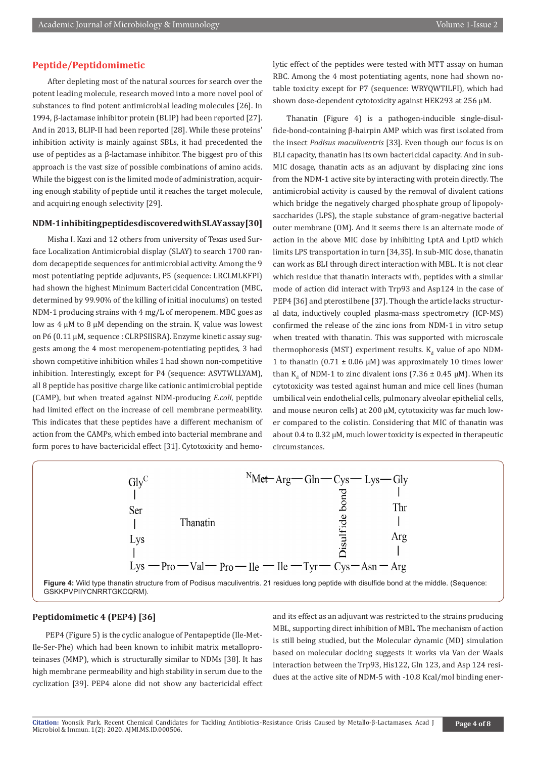## Peptide/Peptidomimetic

After depleting most of the natural sources for search over the potent leading molecule, research moved into a more novel pool of substances to find potent antimicrobial leading molecules [26]. In 1994, β-lactamase inhibitor protein (BLIP) had been reported [27]. And in 2013, BLIP-II had been reported [28]. While these proteins' inhibition activity is mainly against SBLs, it had precedented the use of peptides as a β-lactamase inhibitor. The biggest pro of this approach is the vast size of possible combinations of amino acids. While the biggest con is the limited mode of administration, acquiring enough stability of peptide until it reaches the target molecule, and acquiring enough selectivity [29].

### NDM-1 inhibiting peptides discovered with SLAY assay [30]

Misha I. Kazi and 12 others from university of Texas used Surface Localization Antimicrobial display (SLAY) to search 1700 random decapeptide sequences for antimicrobial activity. Among the 9 most potentiating peptide adjuvants, P5 (sequence: LRCLMLKFPI) had shown the highest Minimum Bactericidal Concentration (MBC, determined by 99.90% of the killing of initial inoculums) on tested NDM-1 producing strains with 4 mg/L of meropenem. MBC goes as low as 4 μM to 8 μM depending on the strain. $K_i$ value was lowest on P6 (0.11 μM, sequence : CLRPSIISRA). Enzyme kinetic assay suggests among the 4 most meropenem-potentiating peptides, 3 had shown competitive inhibition whiles 1 had shown non-competitive inhibition. Interestingly, except for P4 (sequence: ASVTWLLYAM), all 8 peptide has positive charge like cationic antimicrobial peptide (CAMP), but when treated against NDM-producing *E.coli*, peptide had limited effect on the increase of cell membrane permeability. This indicates that these peptides have a different mechanism of action from the CAMPs, which embed into bacterial membrane and form pores to have bactericidal effect [31]. Cytotoxicity and hemolytic effect of the peptides were tested with MTT assay on human RBC. Among the 4 most potentiating agents, none had shown notable toxicity except for P7 (sequence: WRYQWTILFI), which had shown dose-dependent cytotoxicity against HEK293 at 256 μM.

Thanatin (Figure 4) is a pathogen-inducible single-disulfide-bond-containing β-hairpin AMP which was first isolated from the insect *Podisus maculiventris* [33]. Even though our focus is on BLI capacity, thanatin has its own bactericidal capacity. And in sub-MIC dosage, thanatin acts as an adjuvant by displacing zinc ions from the NDM-1 active site by interacting with protein directly. The antimicrobial activity is caused by the removal of divalent cations which bridge the negatively charged phosphate group of lipopolysaccharides (LPS), the staple substance of gram-negative bacterial outer membrane (OM). And it seems there is an alternate mode of action in the above MIC dose by inhibiting LptA and LptD which limits LPS transportation in turn [34,35]. In sub-MIC dose, thanatin can work as BLI through direct interaction with MBL. It is not clear which residue that thanatin interacts with, peptides with a similar mode of action did interact with Trp93 and Asp124 in the case of PEP4 [36] and pterostilbene [37]. Though the article lacks structural data, inductively coupled plasma-mass spectrometry (ICP-MS) confirmed the release of the zinc ions from NDM-1 in vitro setup when treated with thanatin. This was supported with microscale thermophoresis (MST) experiment results. $K_d$ value of apo NDM-1 to thanatin (0.71 ± 0.06 μM) was approximately 10 times lower than $K_d$ of NDM-1 to zinc divalent ions (7.36 ± 0.45 μM). When its cytotoxicity was tested against human and mice cell lines (human umbilical vein endothelial cells, pulmonary alveolar epithelial cells, and mouse neuron cells) at 200 μM, cytotoxicity was far much lower compared to the colistin. Considering that MIC of thanatin was about 0.4 to 0.32 μM, much lower toxicity is expected in therapeutic circumstances.

```
Gly^C                     ^NMet—Arg—Gln—Cys—Lys—Gly
 |                                     |          |
Ser                                    |         Thr
 |          Thanatin          Disulfide bond      |
Lys                                    |         Arg
 |                                     |          |
Lys—Pro—Val—Pro—Ile—Ile—Tyr—Cys—Asn—Arg
```

**Figure 4:** Wild type thanatin structure from of Podisus maculiventris. 21 residues long peptide with disulfide bond at the middle. (Sequence: GSKKPVPIIYCNRRTGKCQRM).

### Peptidomimetic 4 (PEP4) [36]

PEP4 (Figure 5) is the cyclic analogue of Pentapeptide (Ile-Met-Ile-Ser-Phe) which had been known to inhibit matrix metalloproteinases (MMP), which is structurally similar to NDMs [38]. It has high membrane permeability and high stability in serum due to the cyclization [39]. PEP4 alone did not show any bactericidal effect and its effect as an adjuvant was restricted to the strains producing MBL, supporting direct inhibition of MBL. The mechanism of action is still being studied, but the Molecular dynamic (MD) simulation based on molecular docking suggests it works via Van der Waals interaction between the Trp93, His122, Gln 123, and Asp 124 residues at the active site of NDM-5 with -10.8 Kcal/mol binding ener-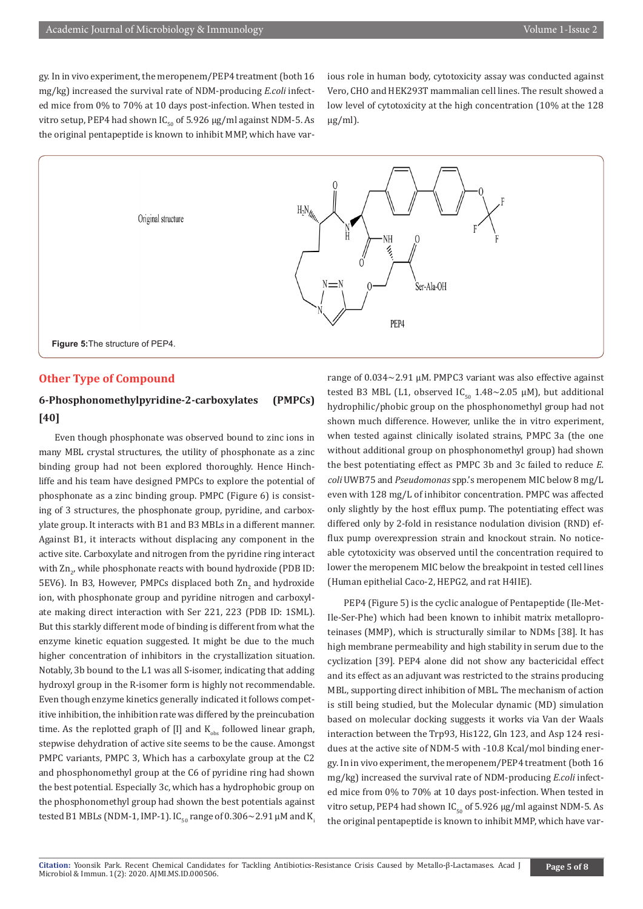gy. In in vivo experiment, the meropenem/PEP4 treatment (both 16 mg/kg) increased the survival rate of NDM-producing *E.coli* infected mice from 0% to 70% at 10 days post-infection. When tested in vitro setup, PEP4 had shown $IC_{50}$ of 5.926 μg/ml against NDM-5. As the original pentapeptide is known to inhibit MMP, which have various role in human body, cytotoxicity assay was conducted against Vero, CHO and HEK293T mammalian cell lines. The result showed a low level of cytotoxicity at the high concentration (10% at the 128 μg/ml).

**Figure 5:** The structure of PEP4.

## Other Type of Compound

### 6-Phosphonomethylpyridine-2-carboxylates (PMPCs) [40]

Even though phosphonate was observed bound to zinc ions in many MBL crystal structures, the utility of phosphonate as a zinc binding group had not been explored thoroughly. Hence Hinchliffe and his team have designed PMPCs to explore the potential of phosphonate as a zinc binding group. PMPC (Figure 6) is consisting of 3 structures, the phosphonate group, pyridine, and carboxylate group. It interacts with B1 and B3 MBLs in a different manner. Against B1, it interacts without displacing any component in the active site. Carboxylate and nitrogen from the pyridine ring interact with $Zn_2$, while phosphonate reacts with bound hydroxide (PDB ID: 5EV6). In B3, However, PMPCs displaced both $Zn_2$ and hydroxide ion, with phosphonate group and pyridine nitrogen and carboxylate making direct interaction with Ser 221, 223 (PDB ID: 1SML). But this starkly different mode of binding is different from what the enzyme kinetic equation suggested. It might be due to the much higher concentration of inhibitors in the crystallization situation. Notably, 3b bound to the L1 was all S-isomer, indicating that adding hydroxyl group in the R-isomer form is highly not recommendable. Even though enzyme kinetics generally indicated it follows competitive inhibition, the inhibition rate was differed by the preincubation time. As the replotted graph of [I] and $K_{obs}$ followed linear graph, stepwise dehydration of active site seems to be the cause. Amongst PMPC variants, PMPC 3, Which has a carboxylate group at the C2 and phosphonomethyl group at the C6 of pyridine ring had shown the best potential. Especially 3c, which has a hydrophobic group on the phosphonomethyl group had shown the best potentials against tested B1 MBLs (NDM-1, IMP-1). $IC_{50}$ range of 0.306~2.91 μM and $K_i$ range of 0.034~2.91 μM. PMPC3 variant was also effective against tested B3 MBL (L1, observed $IC_{50}$ 1.48~2.05 μM), but additional hydrophilic/phobic group on the phosphonomethyl group had not shown much difference. However, unlike the in vitro experiment, when tested against clinically isolated strains, PMPC 3a (the one without additional group on phosphonomethyl group) had shown the best potentiating effect as PMPC 3b and 3c failed to reduce *E. coli* UWB75 and *Pseudomonas* spp.'s meropenem MIC below 8 mg/L even with 128 mg/L of inhibitor concentration. PMPC was affected only slightly by the host efflux pump. The potentiating effect was differed only by 2-fold in resistance nodulation division (RND) efflux pump overexpression strain and knockout strain. No noticeable cytotoxicity was observed until the concentration required to lower the meropenem MIC below the breakpoint in tested cell lines (Human epithelial Caco-2, HEPG2, and rat H4IIE).

PEP4 (Figure 5) is the cyclic analogue of Pentapeptide (Ile-Met-Ile-Ser-Phe) which had been known to inhibit matrix metalloproteinases (MMP), which is structurally similar to NDMs [38]. It has high membrane permeability and high stability in serum due to the cyclization [39]. PEP4 alone did not show any bactericidal effect and its effect as an adjuvant was restricted to the strains producing MBL, supporting direct inhibition of MBL. The mechanism of action is still being studied, but the Molecular dynamic (MD) simulation based on molecular docking suggests it works via Van der Waals interaction between the Trp93, His122, Gln 123, and Asp 124 residues at the active site of NDM-5 with -10.8 Kcal/mol binding energy. In in vivo experiment, the meropenem/PEP4 treatment (both 16 mg/kg) increased the survival rate of NDM-producing *E.coli* infected mice from 0% to 70% at 10 days post-infection. When tested in vitro setup, PEP4 had shown $IC_{50}$ of 5.926 μg/ml against NDM-5. As the original pentapeptide is known to inhibit MMP, which have var-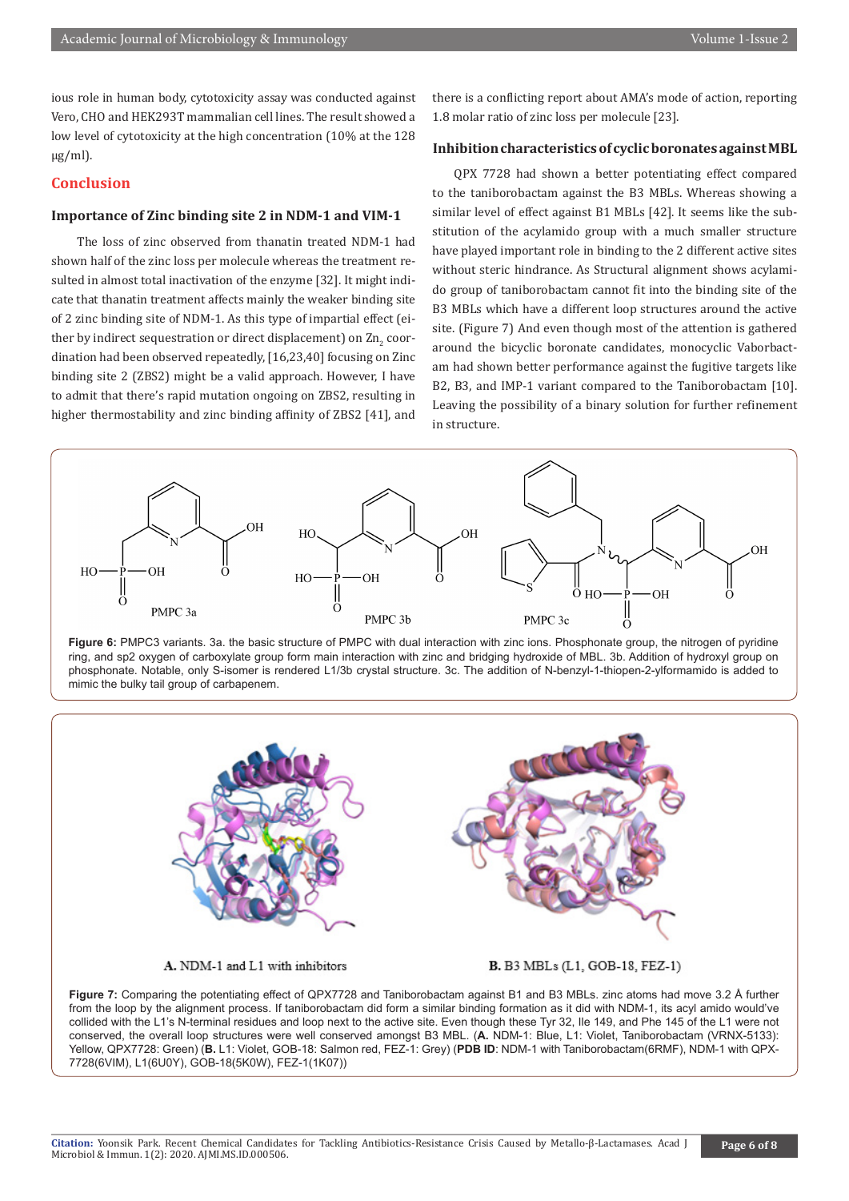ious role in human body, cytotoxicity assay was conducted against Vero, CHO and HEK293T mammalian cell lines. The result showed a low level of cytotoxicity at the high concentration (10% at the 128 μg/ml).

## Conclusion

### Importance of Zinc binding site 2 in NDM-1 and VIM-1

The loss of zinc observed from thanatin treated NDM-1 had shown half of the zinc loss per molecule whereas the treatment resulted in almost total inactivation of the enzyme [32]. It might indicate that thanatin treatment affects mainly the weaker binding site of 2 zinc binding site of NDM-1. As this type of impartial effect (either by indirect sequestration or direct displacement) on $Zn_2$ coordination had been observed repeatedly, [16,23,40] focusing on Zinc binding site 2 (ZBS2) might be a valid approach. However, I have to admit that there's rapid mutation ongoing on ZBS2, resulting in higher thermostability and zinc binding affinity of ZBS2 [41], and there is a conflicting report about AMA's mode of action, reporting 1.8 molar ratio of zinc loss per molecule [23].

### Inhibition characteristics of cyclic boronates against MBL

QPX 7728 had shown a better potentiating effect compared to the taniborobactam against the B3 MBLs. Whereas showing a similar level of effect against B1 MBLs [42]. It seems like the substitution of the acylamido group with a much smaller structure have played important role in binding to the 2 different active sites without steric hindrance. As Structural alignment shows acylamido group of taniborobactam cannot fit into the binding site of the B3 MBLs which have a different loop structures around the active site. (Figure 7) And even though most of the attention is gathered around the bicyclic boronate candidates, monocyclic Vaborbactam had shown better performance against the fugitive targets like B2, B3, and IMP-1 variant compared to the Taniborobactam [10]. Leaving the possibility of a binary solution for further refinement in structure.

**Figure 6:** PMPC3 variants. 3a. the basic structure of PMPC with dual interaction with zinc ions. Phosphonate group, the nitrogen of pyridine ring, and sp2 oxygen of carboxylate group form main interaction with zinc and bridging hydroxide of MBL. 3b. Addition of hydroxyl group on phosphonate. Notable, only S-isomer is rendered L1/3b crystal structure. 3c. The addition of N-benzyl-1-thiopen-2-ylformamido is added to mimic the bulky tail group of carbapenem.

**Figure 7:** Comparing the potentiating effect of QPX7728 and Taniborobactam against B1 and B3 MBLs. zinc atoms had move 3.2 Å further from the loop by the alignment process. If taniborobactam did form a similar binding formation as it did with NDM-1, its acyl amido would've collided with the L1's N-terminal residues and loop next to the active site. Even though these Tyr 32, Ile 149, and Phe 145 of the L1 were not conserved, the overall loop structures were well conserved amongst B3 MBL. (**A.** NDM-1: Blue, L1: Violet, Taniborobactam (VRNX-5133): Yellow, QPX7728: Green) (**B.** L1: Violet, GOB-18: Salmon red, FEZ-1: Grey) (**PDB ID**: NDM-1 with Taniborobactam(6RMF), NDM-1 with QPX-7728(6VIM), L1(6U0Y), GOB-18(5K0W), FEZ-1(1K07))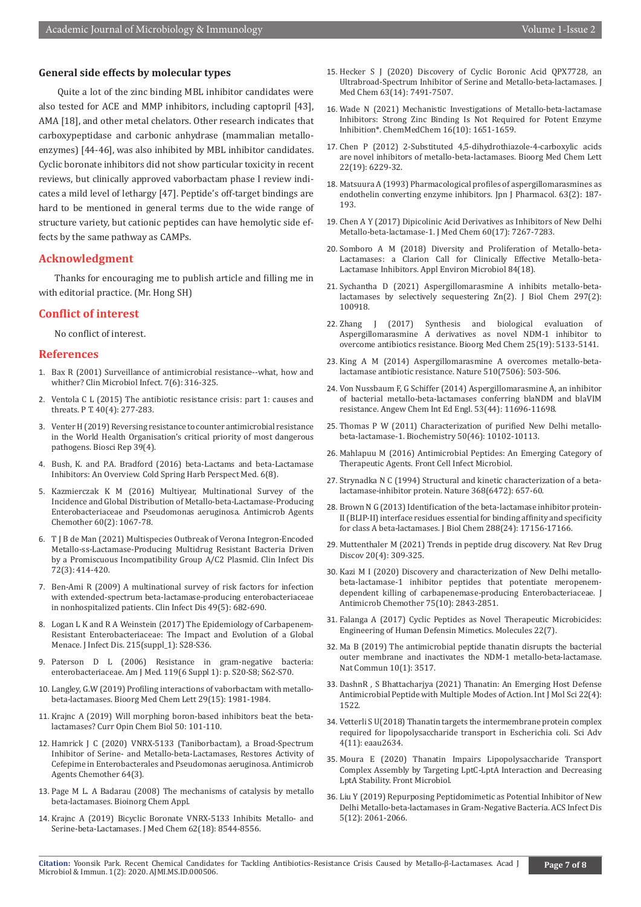### General side effects by molecular types

Quite a lot of the zinc binding MBL inhibitor candidates were also tested for ACE and MMP inhibitors, including captopril [43], AMA [18], and other metal chelators. Other research indicates that carboxypeptidase and carbonic anhydrase (mammalian metallo-enzymes) [44-46], was also inhibited by MBL inhibitor candidates. Cyclic boronate inhibitors did not show particular toxicity in recent reviews, but clinically approved vaborbactam phase I review indicates a mild level of lethargy [47]. Peptide's off-target bindings are hard to be mentioned in general terms due to the wide range of structure variety, but cationic peptides can have hemolytic side effects by the same pathway as CAMPs.

## Acknowledgment

Thanks for encouraging me to publish article and filling me in with editorial practice. (Mr. Hong SH)

## Conflict of interest

No conflict of interest.

## References

1. Bax R (2001) Surveillance of antimicrobial resistance--what, how and whither? Clin Microbiol Infect. 7(6): 316-325.
2. Ventola C L (2015) The antibiotic resistance crisis: part 1: causes and threats. P T. 40(4): 277-283.
3. Venter H (2019) Reversing resistance to counter antimicrobial resistance in the World Health Organisation's critical priority of most dangerous pathogens. Biosci Rep 39(4).
4. Bush, K. and P.A. Bradford (2016) beta-Lactams and beta-Lactamase Inhibitors: An Overview. Cold Spring Harb Perspect Med. 6(8).
5. Kazmierczak K M (2016) Multiyear, Multinational Survey of the Incidence and Global Distribution of Metallo-beta-Lactamase-Producing Enterobacteriaceae and Pseudomonas aeruginosa. Antimicrob Agents Chemother 60(2): 1067-78.
6. T J B de Man (2021) Multispecies Outbreak of Verona Integron-Encoded Metallo-ss-Lactamase-Producing Multidrug Resistant Bacteria Driven by a Promiscuous Incompatibility Group A/C2 Plasmid. Clin Infect Dis 72(3): 414-420.
7. Ben-Ami R (2009) A multinational survey of risk factors for infection with extended-spectrum beta-lactamase-producing enterobacteriaceae in nonhospitalized patients. Clin Infect Dis 49(5): 682-690.
8. Logan L K and R A Weinstein (2017) The Epidemiology of Carbapenem-Resistant Enterobacteriaceae: The Impact and Evolution of a Global Menace. J Infect Dis. 215(suppl_1): S28-S36.
9. Paterson D L (2006) Resistance in gram-negative bacteria: enterobacteriaceae. Am J Med. 119(6 Suppl 1): p. S20-S8; S62-S70.
10. Langley, G.W (2019) Profiling interactions of vaborbactam with metallo-beta-lactamases. Bioorg Med Chem Lett 29(15): 1981-1984.
11. Krajnc A (2019) Will morphing boron-based inhibitors beat the beta-lactamases? Curr Opin Chem Biol 50: 101-110.
12. Hamrick J C (2020) VNRX-5133 (Taniborbactam), a Broad-Spectrum Inhibitor of Serine- and Metallo-beta-Lactamases, Restores Activity of Cefepime in Enterobacterales and Pseudomonas aeruginosa. Antimicrob Agents Chemother 64(3).
13. Page M L. A Badarau (2008) The mechanisms of catalysis by metallo beta-lactamases. Bioinorg Chem Appl.
14. Krajnc A (2019) Bicyclic Boronate VNRX-5133 Inhibits Metallo- and Serine-beta-Lactamases. J Med Chem 62(18): 8544-8556.
15. Hecker S J (2020) Discovery of Cyclic Boronic Acid QPX7728, an Ultrabroad-Spectrum Inhibitor of Serine and Metallo-beta-lactamases. J Med Chem 63(14): 7491-7507.
16. Wade N (2021) Mechanistic Investigations of Metallo-beta-lactamase Inhibitors: Strong Zinc Binding Is Not Required for Potent Enzyme Inhibition*. ChemMedChem 16(10): 1651-1659.
17. Chen P (2012) 2-Substituted 4,5-dihydrothiazole-4-carboxylic acids are novel inhibitors of metallo-beta-lactamases. Bioorg Med Chem Lett 22(19): 6229-32.
18. Matsuura A (1993) Pharmacological profiles of aspergillomarasmines as endothelin converting enzyme inhibitors. Jpn J Pharmacol. 63(2): 187-193.
19. Chen A Y (2017) Dipicolinic Acid Derivatives as Inhibitors of New Delhi Metallo-beta-lactamase-1. J Med Chem 60(17): 7267-7283.
20. Somboro A M (2018) Diversity and Proliferation of Metallo-beta-Lactamases: a Clarion Call for Clinically Effective Metallo-beta-Lactamase Inhibitors. Appl Environ Microbiol 84(18).
21. Sychantha D (2021) Aspergillomarasmine A inhibits metallo-beta-lactamases by selectively sequestering Zn(2). J Biol Chem 297(2): 100918.
22. Zhang J (2017) Synthesis and biological evaluation of Aspergillomarasmine A derivatives as novel NDM-1 inhibitor to overcome antibiotics resistance. Bioorg Med Chem 25(19): 5133-5141.
23. King A M (2014) Aspergillomarasmine A overcomes metallo-beta-lactamase antibiotic resistance. Nature 510(7506): 503-506.
24. Von Nussbaum F, G Schiffer (2014) Aspergillomarasmine A, an inhibitor of bacterial metallo-beta-lactamases conferring blaNDM and blaVIM resistance. Angew Chem Int Ed Engl. 53(44): 11696-11698.
25. Thomas P W (2011) Characterization of purified New Delhi metallo-beta-lactamase-1. Biochemistry 50(46): 10102-10113.
26. Mahlapuu M (2016) Antimicrobial Peptides: An Emerging Category of Therapeutic Agents. Front Cell Infect Microbiol.
27. Strynadka N C (1994) Structural and kinetic characterization of a beta-lactamase-inhibitor protein. Nature 368(6472): 657-60.
28. Brown N G (2013) Identification of the beta-lactamase inhibitor protein-II (BLIP-II) interface residues essential for binding affinity and specificity for class A beta-lactamases. J Biol Chem 288(24): 17156-17166.
29. Muttenthaler M (2021) Trends in peptide drug discovery. Nat Rev Drug Discov 20(4): 309-325.
30. Kazi M I (2020) Discovery and characterization of New Delhi metallo-beta-lactamase-1 inhibitor peptides that potentiate meropenem-dependent killing of carbapenemase-producing Enterobacteriaceae. J Antimicrob Chemother 75(10): 2843-2851.
31. Falanga A (2017) Cyclic Peptides as Novel Therapeutic Microbicides: Engineering of Human Defensin Mimetics. Molecules 22(7).
32. Ma B (2019) The antimicrobial peptide thanatin disrupts the bacterial outer membrane and inactivates the NDM-1 metallo-beta-lactamase. Nat Commun 10(1): 3517.
33. DashnR , S Bhattacharjya (2021) Thanatin: An Emerging Host Defense Antimicrobial Peptide with Multiple Modes of Action. Int J Mol Sci 22(4): 1522.
34. Vetterli S U(2018) Thanatin targets the intermembrane protein complex required for lipopolysaccharide transport in Escherichia coli. Sci Adv 4(11): eaau2634.
35. Moura E (2020) Thanatin Impairs Lipopolysaccharide Transport Complex Assembly by Targeting LptC-LptA Interaction and Decreasing LptA Stability. Front Microbiol.
36. Liu Y (2019) Repurposing Peptidomimetic as Potential Inhibitor of New Delhi Metallo-beta-lactamases in Gram-Negative Bacteria. ACS Infect Dis 5(12): 2061-2066.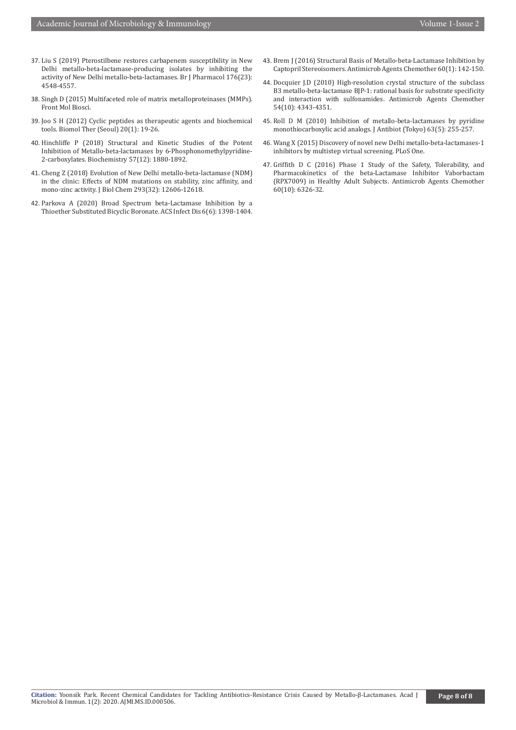37. Liu S (2019) Pterostilbene restores carbapenem susceptibility in New Delhi metallo-beta-lactamase-producing isolates by inhibiting the activity of New Delhi metallo-beta-lactamases. Br J Pharmacol 176(23): 4548-4557.

38. Singh D (2015) Multifaceted role of matrix metalloproteinases (MMPs). Front Mol Biosci.

39. Joo S H (2012) Cyclic peptides as therapeutic agents and biochemical tools. Biomol Ther (Seoul) 20(1): 19-26.

40. Hinchliffe P (2018) Structural and Kinetic Studies of the Potent Inhibition of Metallo-beta-lactamases by 6-Phosphonomethylpyridine-2-carboxylates. Biochemistry 57(12): 1880-1892.

41. Cheng Z (2018) Evolution of New Delhi metallo-beta-lactamase (NDM) in the clinic: Effects of NDM mutations on stability, zinc affinity, and mono-zinc activity. J Biol Chem 293(32): 12606-12618.

42. Parkova A (2020) Broad Spectrum beta-Lactamase Inhibition by a Thioether Substituted Bicyclic Boronate. ACS Infect Dis 6(6): 1398-1404.

43. Brem J (2016) Structural Basis of Metallo-beta-Lactamase Inhibition by Captopril Stereoisomers. Antimicrob Agents Chemother 60(1): 142-150.

44. Docquier J.D (2010) High-resolution crystal structure of the subclass B3 metallo-beta-lactamase BJP-1: rational basis for substrate specificity and interaction with sulfonamides. Antimicrob Agents Chemother 54(10): 4343-4351.

45. Roll D M (2010) Inhibition of metallo-beta-lactamases by pyridine monothiocarboxylic acid analogs. J Antibiot (Tokyo) 63(5): 255-257.

46. Wang X (2015) Discovery of novel new Delhi metallo-beta-lactamases-1 inhibitors by multistep virtual screening. PLoS One.

47. Griffith D C (2016) Phase 1 Study of the Safety, Tolerability, and Pharmacokinetics of the beta-Lactamase Inhibitor Vaborbactam (RPX7009) in Healthy Adult Subjects. Antimicrob Agents Chemother 60(10): 6326-32.